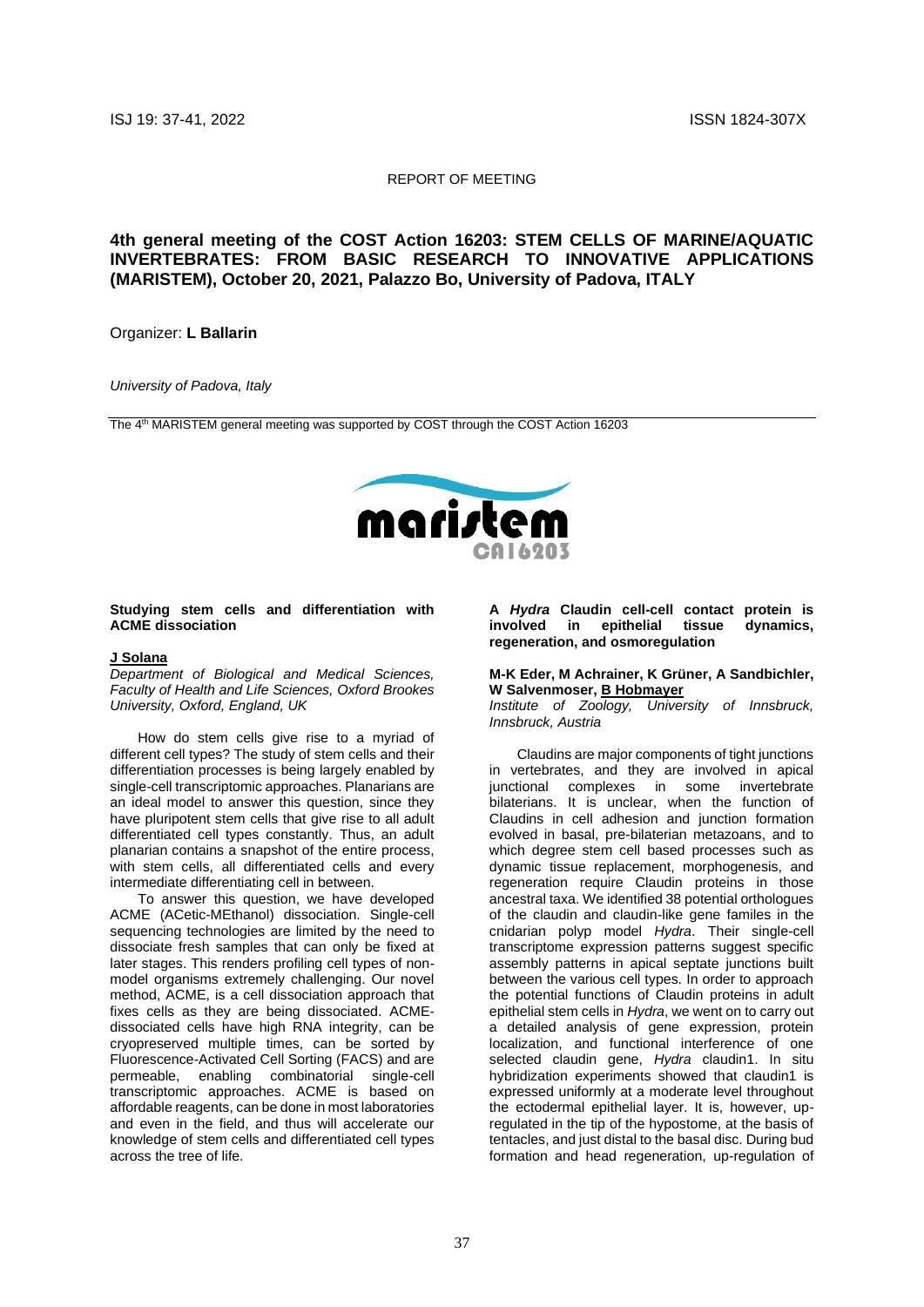REPORT OF MEETING

# 4th general meeting of the COST Action 16203: STEM CELLS OF MARINE/AQUATIC INVERTEBRATES: FROM BASIC RESEARCH TO INNOVATIVE APPLICATIONS (MARISTEM), October 20, 2021, Palazzo Bo, University of Padova, ITALY

Organizer: **L Ballarin**

*University of Padova, Italy*

The 4th MARISTEM general meeting was supported by COST through the COST Action 16203

## Studying stem cells and differentiation with ACME dissociation

**J Solana**

*Department of Biological and Medical Sciences, Faculty of Health and Life Sciences, Oxford Brookes University, Oxford, England, UK*

How do stem cells give rise to a myriad of different cell types? The study of stem cells and their differentiation processes is being largely enabled by single-cell transcriptomic approaches. Planarians are an ideal model to answer this question, since they have pluripotent stem cells that give rise to all adult differentiated cell types constantly. Thus, an adult planarian contains a snapshot of the entire process, with stem cells, all differentiated cells and every intermediate differentiating cell in between.

To answer this question, we have developed ACME (ACetic-MEthanol) dissociation. Single-cell sequencing technologies are limited by the need to dissociate fresh samples that can only be fixed at later stages. This renders profiling cell types of non-model organisms extremely challenging. Our novel method, ACME, is a cell dissociation approach that fixes cells as they are being dissociated. ACME-dissociated cells have high RNA integrity, can be cryopreserved multiple times, can be sorted by Fluorescence-Activated Cell Sorting (FACS) and are permeable, enabling combinatorial single-cell transcriptomic approaches. ACME is based on affordable reagents, can be done in most laboratories and even in the field, and thus will accelerate our knowledge of stem cells and differentiated cell types across the tree of life.

## A *Hydra* Claudin cell-cell contact protein is involved in epithelial tissue dynamics, regeneration, and osmoregulation

**M-K Eder, M Achrainer, K Grüner, A Sandbichler, W Salvenmoser, B Hobmayer**

*Institute of Zoology, University of Innsbruck, Innsbruck, Austria*

Claudins are major components of tight junctions in vertebrates, and they are involved in apical junctional complexes in some invertebrate bilaterians. It is unclear, when the function of Claudins in cell adhesion and junction formation evolved in basal, pre-bilaterian metazoans, and to which degree stem cell based processes such as dynamic tissue replacement, morphogenesis, and regeneration require Claudin proteins in those ancestral taxa. We identified 38 potential orthologues of the claudin and claudin-like gene familes in the cnidarian polyp model *Hydra*. Their single-cell transcriptome expression patterns suggest specific assembly patterns in apical septate junctions built between the various cell types. In order to approach the potential functions of Claudin proteins in adult epithelial stem cells in *Hydra*, we went on to carry out a detailed analysis of gene expression, protein localization, and functional interference of one selected claudin gene, *Hydra* claudin1. In situ hybridization experiments showed that claudin1 is expressed uniformly at a moderate level throughout the ectodermal epithelial layer. It is, however, up-regulated in the tip of the hypostome, at the basis of tentacles, and just distal to the basal disc. During bud formation and head regeneration, up-regulation of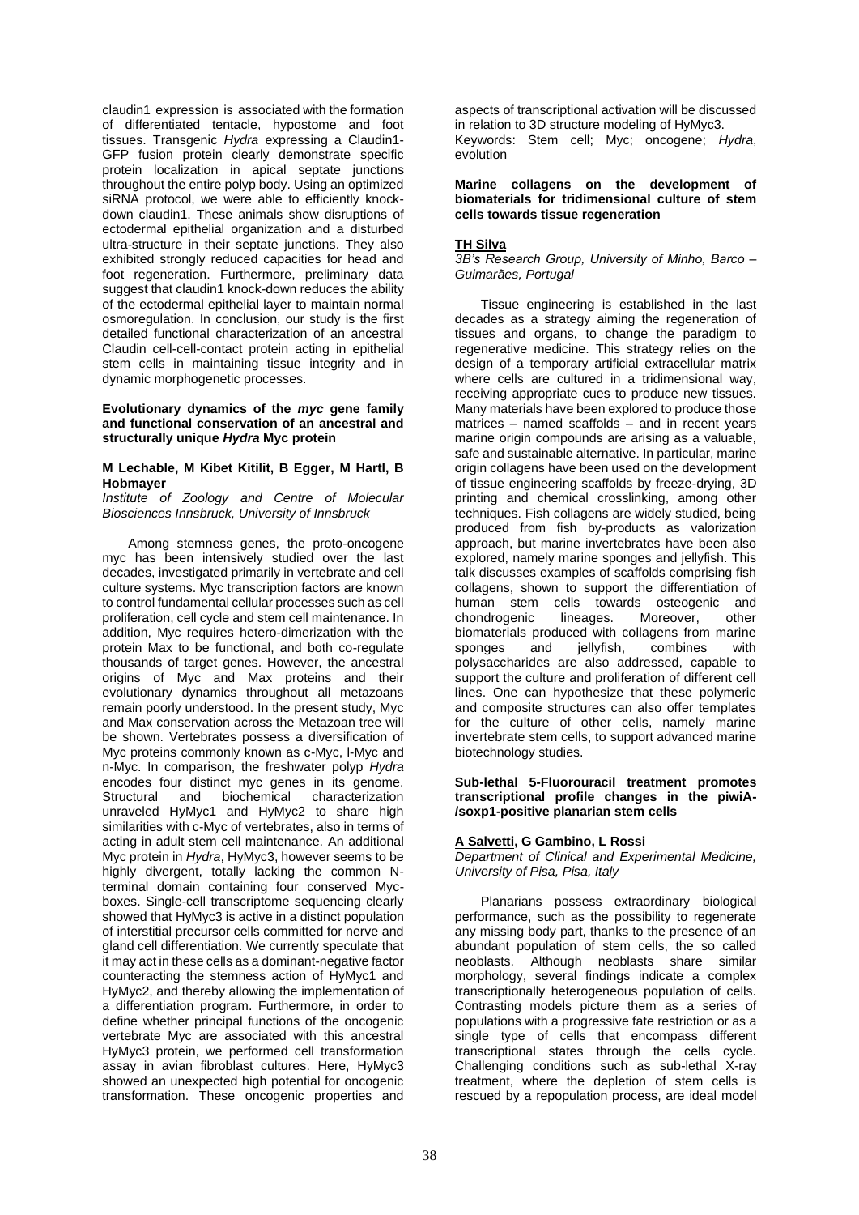claudin1 expression is associated with the formation of differentiated tentacle, hypostome and foot tissues. Transgenic *Hydra* expressing a Claudin1-GFP fusion protein clearly demonstrate specific protein localization in apical septate junctions throughout the entire polyp body. Using an optimized siRNA protocol, we were able to efficiently knock-down claudin1. These animals show disruptions of ectodermal epithelial organization and a disturbed ultra-structure in their septate junctions. They also exhibited strongly reduced capacities for head and foot regeneration. Furthermore, preliminary data suggest that claudin1 knock-down reduces the ability of the ectodermal epithelial layer to maintain normal osmoregulation. In conclusion, our study is the first detailed functional characterization of an ancestral Claudin cell-cell-contact protein acting in epithelial stem cells in maintaining tissue integrity and in dynamic morphogenetic processes.

**Evolutionary dynamics of the *myc* gene family and functional conservation of an ancestral and structurally unique *Hydra* Myc protein**

**M Lechable, M Kibet Kitilit, B Egger, M Hartl, B Hobmayer**
*Institute of Zoology and Centre of Molecular Biosciences Innsbruck, University of Innsbruck*

Among stemness genes, the proto-oncogene myc has been intensively studied over the last decades, investigated primarily in vertebrate and cell culture systems. Myc transcription factors are known to control fundamental cellular processes such as cell proliferation, cell cycle and stem cell maintenance. In addition, Myc requires hetero-dimerization with the protein Max to be functional, and both co-regulate thousands of target genes. However, the ancestral origins of Myc and Max proteins and their evolutionary dynamics throughout all metazoans remain poorly understood. In the present study, Myc and Max conservation across the Metazoan tree will be shown. Vertebrates possess a diversification of Myc proteins commonly known as c-Myc, l-Myc and n-Myc. In comparison, the freshwater polyp *Hydra* encodes four distinct myc genes in its genome. Structural and biochemical characterization unraveled HyMyc1 and HyMyc2 to share high similarities with c-Myc of vertebrates, also in terms of acting in adult stem cell maintenance. An additional Myc protein in *Hydra*, HyMyc3, however seems to be highly divergent, totally lacking the common N-terminal domain containing four conserved Myc-boxes. Single-cell transcriptome sequencing clearly showed that HyMyc3 is active in a distinct population of interstitial precursor cells committed for nerve and gland cell differentiation. We currently speculate that it may act in these cells as a dominant-negative factor counteracting the stemness action of HyMyc1 and HyMyc2, and thereby allowing the implementation of a differentiation program. Furthermore, in order to define whether principal functions of the oncogenic vertebrate Myc are associated with this ancestral HyMyc3 protein, we performed cell transformation assay in avian fibroblast cultures. Here, HyMyc3 showed an unexpected high potential for oncogenic transformation. These oncogenic properties and aspects of transcriptional activation will be discussed in relation to 3D structure modeling of HyMyc3.
Keywords: Stem cell; Myc; oncogene; *Hydra*, evolution

**Marine collagens on the development of biomaterials for tridimensional culture of stem cells towards tissue regeneration**

**TH Silva**
*3B's Research Group, University of Minho, Barco – Guimarães, Portugal*

Tissue engineering is established in the last decades as a strategy aiming the regeneration of tissues and organs, to change the paradigm to regenerative medicine. This strategy relies on the design of a temporary artificial extracellular matrix where cells are cultured in a tridimensional way, receiving appropriate cues to produce new tissues. Many materials have been explored to produce those matrices – named scaffolds – and in recent years marine origin compounds are arising as a valuable, safe and sustainable alternative. In particular, marine origin collagens have been used on the development of tissue engineering scaffolds by freeze-drying, 3D printing and chemical crosslinking, among other techniques. Fish collagens are widely studied, being produced from fish by-products as valorization approach, but marine invertebrates have been also explored, namely marine sponges and jellyfish. This talk discusses examples of scaffolds comprising fish collagens, shown to support the differentiation of human stem cells towards osteogenic and chondrogenic lineages. Moreover, other biomaterials produced with collagens from marine sponges and jellyfish, combines with polysaccharides are also addressed, capable to support the culture and proliferation of different cell lines. One can hypothesize that these polymeric and composite structures can also offer templates for the culture of other cells, namely marine invertebrate stem cells, to support advanced marine biotechnology studies.

**Sub-lethal 5-Fluorouracil treatment promotes transcriptional profile changes in the piwiA-/soxp1-positive planarian stem cells**

**A Salvetti, G Gambino, L Rossi**
*Department of Clinical and Experimental Medicine, University of Pisa, Pisa, Italy*

Planarians possess extraordinary biological performance, such as the possibility to regenerate any missing body part, thanks to the presence of an abundant population of stem cells, the so called neoblasts. Although neoblasts share similar morphology, several findings indicate a complex transcriptionally heterogeneous population of cells. Contrasting models picture them as a series of populations with a progressive fate restriction or as a single type of cells that encompass different transcriptional states through the cells cycle. Challenging conditions such as sub-lethal X-ray treatment, where the depletion of stem cells is rescued by a repopulation process, are ideal model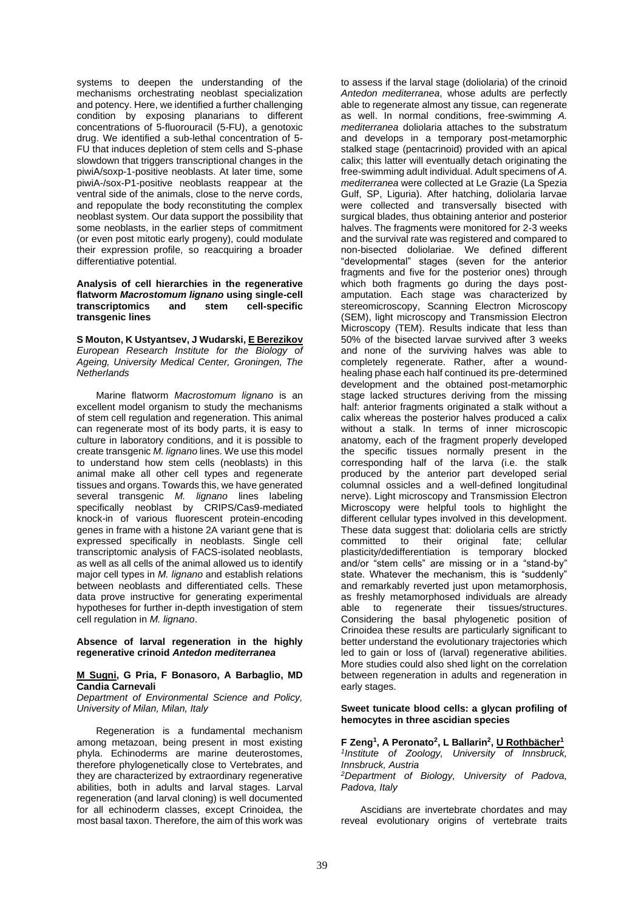systems to deepen the understanding of the mechanisms orchestrating neoblast specialization and potency. Here, we identified a further challenging condition by exposing planarians to different concentrations of 5-fluorouracil (5-FU), a genotoxic drug. We identified a sub-lethal concentration of 5-FU that induces depletion of stem cells and S-phase slowdown that triggers transcriptional changes in the piwiA/soxp-1-positive neoblasts. At later time, some piwiA-/sox-P1-positive neoblasts reappear at the ventral side of the animals, close to the nerve cords, and repopulate the body reconstituting the complex neoblast system. Our data support the possibility that some neoblasts, in the earlier steps of commitment (or even post mitotic early progeny), could modulate their expression profile, so reacquiring a broader differentiative potential.

### Analysis of cell hierarchies in the regenerative flatworm *Macrostomum lignano* using single-cell transcriptomics and stem cell-specific transgenic lines

**S Mouton, K Ustyantsev, J Wudarski, E Berezikov**
*European Research Institute for the Biology of Ageing, University Medical Center, Groningen, The Netherlands*

Marine flatworm *Macrostomum lignano* is an excellent model organism to study the mechanisms of stem cell regulation and regeneration. This animal can regenerate most of its body parts, it is easy to culture in laboratory conditions, and it is possible to create transgenic *M. lignano* lines. We use this model to understand how stem cells (neoblasts) in this animal make all other cell types and regenerate tissues and organs. Towards this, we have generated several transgenic *M. lignano* lines labeling specifically neoblast by CRIPS/Cas9-mediated knock-in of various fluorescent protein-encoding genes in frame with a histone 2A variant gene that is expressed specifically in neoblasts. Single cell transcriptomic analysis of FACS-isolated neoblasts, as well as all cells of the animal allowed us to identify major cell types in *M. lignano* and establish relations between neoblasts and differentiated cells. These data prove instructive for generating experimental hypotheses for further in-depth investigation of stem cell regulation in *M. lignano*.

### Absence of larval regeneration in the highly regenerative crinoid *Antedon mediterranea*

**M Sugni, G Pria, F Bonasoro, A Barbaglio, MD Candia Carnevali**
*Department of Environmental Science and Policy, University of Milan, Milan, Italy*

Regeneration is a fundamental mechanism among metazoan, being present in most existing phyla. Echinoderms are marine deuterostomes, therefore phylogenetically close to Vertebrates, and they are characterized by extraordinary regenerative abilities, both in adults and larval stages. Larval regeneration (and larval cloning) is well documented for all echinoderm classes, except Crinoidea, the most basal taxon. Therefore, the aim of this work was to assess if the larval stage (doliolaria) of the crinoid *Antedon mediterranea*, whose adults are perfectly able to regenerate almost any tissue, can regenerate as well. In normal conditions, free-swimming *A. mediterranea* doliolaria attaches to the substratum and develops in a temporary post-metamorphic stalked stage (pentacrinoid) provided with an apical calix; this latter will eventually detach originating the free-swimming adult individual. Adult specimens of *A. mediterranea* were collected at Le Grazie (La Spezia Gulf, SP, Liguria). After hatching, doliolaria larvae were collected and transversally bisected with surgical blades, thus obtaining anterior and posterior halves. The fragments were monitored for 2-3 weeks and the survival rate was registered and compared to non-bisected doliolariae. We defined different "developmental" stages (seven for the anterior fragments and five for the posterior ones) through which both fragments go during the days post-amputation. Each stage was characterized by stereomicroscopy, Scanning Electron Microscopy (SEM), light microscopy and Transmission Electron Microscopy (TEM). Results indicate that less than 50% of the bisected larvae survived after 3 weeks and none of the surviving halves was able to completely regenerate. Rather, after a wound-healing phase each half continued its pre-determined development and the obtained post-metamorphic stage lacked structures deriving from the missing half: anterior fragments originated a stalk without a calix whereas the posterior halves produced a calix without a stalk. In terms of inner microscopic anatomy, each of the fragment properly developed the specific tissues normally present in the corresponding half of the larva (i.e. the stalk produced by the anterior part developed serial columnal ossicles and a well-defined longitudinal nerve). Light microscopy and Transmission Electron Microscopy were helpful tools to highlight the different cellular types involved in this development. These data suggest that: doliolaria cells are strictly committed to their original fate; cellular plasticity/dedifferentiation is temporary blocked and/or "stem cells" are missing or in a "stand-by" state. Whatever the mechanism, this is "suddenly" and remarkably reverted just upon metamorphosis, as freshly metamorphosed individuals are already able to regenerate their tissues/structures. Considering the basal phylogenetic position of Crinoidea these results are particularly significant to better understand the evolutionary trajectories which led to gain or loss of (larval) regenerative abilities. More studies could also shed light on the correlation between regeneration in adults and regeneration in early stages.

### Sweet tunicate blood cells: a glycan profiling of hemocytes in three ascidian species

**F Zeng[1], A Peronato[2], L Ballarin[2], U Rothbächer[1]**
[1]*Institute of Zoology, University of Innsbruck, Innsbruck, Austria*
[2]*Department of Biology, University of Padova, Padova, Italy*

Ascidians are invertebrate chordates and may reveal evolutionary origins of vertebrate traits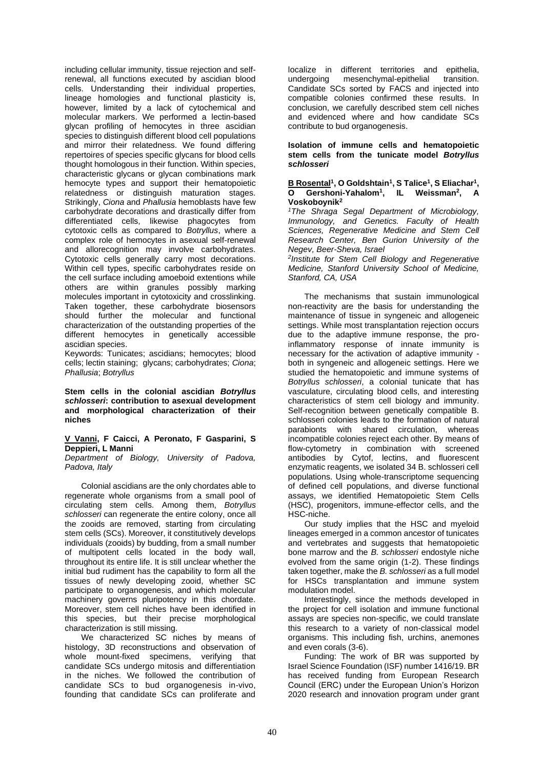including cellular immunity, tissue rejection and self-renewal, all functions executed by ascidian blood cells. Understanding their individual properties, lineage homologies and functional plasticity is, however, limited by a lack of cytochemical and molecular markers. We performed a lectin-based glycan profiling of hemocytes in three ascidian species to distinguish different blood cell populations and mirror their relatedness. We found differing repertoires of species specific glycans for blood cells thought homologous in their function. Within species, characteristic glycans or glycan combinations mark hemocyte types and support their hematopoietic relatedness or distinguish maturation stages. Strikingly, *Ciona* and *Phallusia* hemoblasts have few carbohydrate decorations and drastically differ from differentiated cells, likewise phagocytes from cytotoxic cells as compared to *Botryllus*, where a complex role of hemocytes in asexual self-renewal and allorecognition may involve carbohydrates. Cytotoxic cells generally carry most decorations. Within cell types, specific carbohydrates reside on the cell surface including amoeboid extentions while others are within granules possibly marking molecules important in cytotoxicity and crosslinking. Taken together, these carbohydrate biosensors should further the molecular and functional characterization of the outstanding properties of the different hemocytes in genetically accessible ascidian species.

Keywords: Tunicates; ascidians; hemocytes; blood cells; lectin staining; glycans; carbohydrates; *Ciona*; *Phallusia*; *Botryllus*

**Stem cells in the colonial ascidian *Botryllus schlosseri*: contribution to asexual development and morphological characterization of their niches**

**V Vanni, F Caicci, A Peronato, F Gasparini, S Deppieri, L Manni**

*Department of Biology, University of Padova, Padova, Italy*

Colonial ascidians are the only chordates able to regenerate whole organisms from a small pool of circulating stem cells. Among them, *Botryllus schlosseri* can regenerate the entire colony, once all the zooids are removed, starting from circulating stem cells (SCs). Moreover, it constitutively develops individuals (zooids) by budding, from a small number of multipotent cells located in the body wall, throughout its entire life. It is still unclear whether the initial bud rudiment has the capability to form all the tissues of newly developing zooid, whether SC participate to organogenesis, and which molecular machinery governs pluripotency in this chordate. Moreover, stem cell niches have been identified in this species, but their precise morphological characterization is still missing.

We characterized SC niches by means of histology, 3D reconstructions and observation of whole mount-fixed specimens, verifying that candidate SCs undergo mitosis and differentiation in the niches. We followed the contribution of candidate SCs to bud organogenesis in-vivo, founding that candidate SCs can proliferate and localize in different territories and epithelia, undergoing mesenchymal-epithelial transition. Candidate SCs sorted by FACS and injected into compatible colonies confirmed these results. In conclusion, we carefully described stem cell niches and evidenced where and how candidate SCs contribute to bud organogenesis.

**Isolation of immune cells and hematopoietic stem cells from the tunicate model *Botryllus schlosseri***

**B Rosental[1], O Goldshtain[1], S Talice[1], S Eliachar[1], O Gershoni-Yahalom[1], IL Weissman[2], A Voskoboynik[2]**

*[1]The Shraga Segal Department of Microbiology, Immunology, and Genetics. Faculty of Health Sciences, Regenerative Medicine and Stem Cell Research Center, Ben Gurion University of the Negev, Beer-Sheva, Israel*

*[2]Institute for Stem Cell Biology and Regenerative Medicine, Stanford University School of Medicine, Stanford, CA, USA*

The mechanisms that sustain immunological non-reactivity are the basis for understanding the maintenance of tissue in syngeneic and allogeneic settings. While most transplantation rejection occurs due to the adaptive immune response, the pro-inflammatory response of innate immunity is necessary for the activation of adaptive immunity - both in syngeneic and allogeneic settings. Here we studied the hematopoietic and immune systems of *Botryllus schlosseri*, a colonial tunicate that has vasculature, circulating blood cells, and interesting characteristics of stem cell biology and immunity. Self-recognition between genetically compatible B. schlosseri colonies leads to the formation of natural parabionts with shared circulation, whereas incompatible colonies reject each other. By means of flow-cytometry in combination with screened antibodies by Cytof, lectins, and fluorescent enzymatic reagents, we isolated 34 B. schlosseri cell populations. Using whole-transcriptome sequencing of defined cell populations, and diverse functional assays, we identified Hematopoietic Stem Cells (HSC), progenitors, immune-effector cells, and the HSC-niche.

Our study implies that the HSC and myeloid lineages emerged in a common ancestor of tunicates and vertebrates and suggests that hematopoietic bone marrow and the *B. schlosseri* endostyle niche evolved from the same origin (1-2). These findings taken together, make the *B. schlosseri* as a full model for HSCs transplantation and immune system modulation model.

Interestingly, since the methods developed in the project for cell isolation and immune functional assays are species non-specific, we could translate this research to a variety of non-classical model organisms. This including fish, urchins, anemones and even corals (3-6).

Funding: The work of BR was supported by Israel Science Foundation (ISF) number 1416/19. BR has received funding from European Research Council (ERC) under the European Union's Horizon 2020 research and innovation program under grant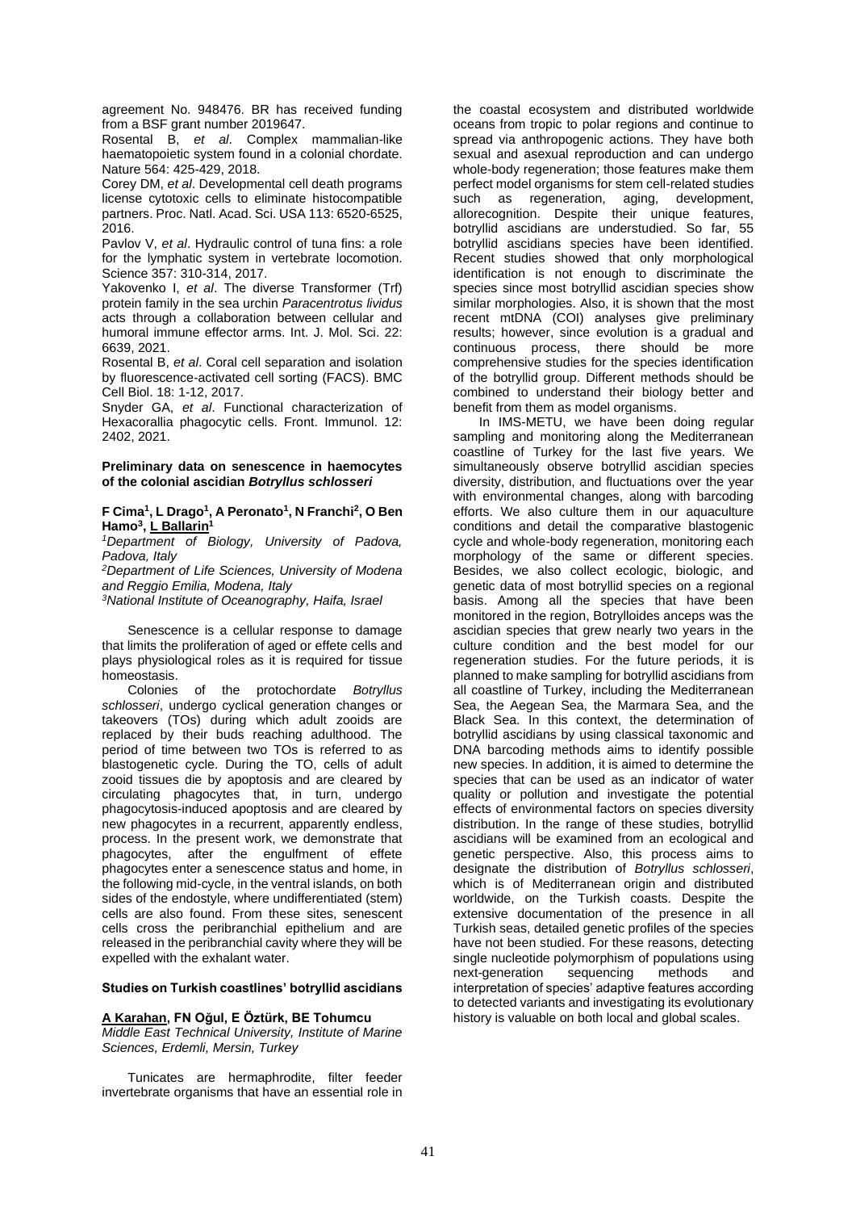agreement No. 948476. BR has received funding from a BSF grant number 2019647.

Rosental B, *et al*. Complex mammalian-like haematopoietic system found in a colonial chordate. Nature 564: 425-429, 2018.

Corey DM, *et al*. Developmental cell death programs license cytotoxic cells to eliminate histocompatible partners. Proc. Natl. Acad. Sci. USA 113: 6520-6525, 2016.

Pavlov V, *et al*. Hydraulic control of tuna fins: a role for the lymphatic system in vertebrate locomotion. Science 357: 310-314, 2017.

Yakovenko I, *et al*. The diverse Transformer (Trf) protein family in the sea urchin *Paracentrotus lividus* acts through a collaboration between cellular and humoral immune effector arms. Int. J. Mol. Sci. 22: 6639, 2021.

Rosental B, *et al*. Coral cell separation and isolation by fluorescence-activated cell sorting (FACS). BMC Cell Biol. 18: 1-12, 2017.

Snyder GA, *et al*. Functional characterization of Hexacorallia phagocytic cells. Front. Immunol. 12: 2402, 2021.

### Preliminary data on senescence in haemocytes of the colonial ascidian *Botryllus schlosseri*

**F Cima[1], L Drago[1], A Peronato[1], N Franchi[2], O Ben Hamo[3], L Ballarin[1]**

[1]*Department of Biology, University of Padova, Padova, Italy*
[2]*Department of Life Sciences, University of Modena and Reggio Emilia, Modena, Italy*
[3]*National Institute of Oceanography, Haifa, Israel*

Senescence is a cellular response to damage that limits the proliferation of aged or effete cells and plays physiological roles as it is required for tissue homeostasis.

Colonies of the protochordate *Botryllus schlosseri*, undergo cyclical generation changes or takeovers (TOs) during which adult zooids are replaced by their buds reaching adulthood. The period of time between two TOs is referred to as blastogenetic cycle. During the TO, cells of adult zooid tissues die by apoptosis and are cleared by circulating phagocytes that, in turn, undergo phagocytosis-induced apoptosis and are cleared by new phagocytes in a recurrent, apparently endless, process. In the present work, we demonstrate that phagocytes, after the engulfment of effete phagocytes enter a senescence status and home, in the following mid-cycle, in the ventral islands, on both sides of the endostyle, where undifferentiated (stem) cells are also found. From these sites, senescent cells cross the peribranchial epithelium and are released in the peribranchial cavity where they will be expelled with the exhalant water.

### Studies on Turkish coastlines' botryllid ascidians

**A Karahan, FN Oğul, E Öztürk, BE Tohumcu**

*Middle East Technical University, Institute of Marine Sciences, Erdemli, Mersin, Turkey*

Tunicates are hermaphrodite, filter feeder invertebrate organisms that have an essential role in the coastal ecosystem and distributed worldwide oceans from tropic to polar regions and continue to spread via anthropogenic actions. They have both sexual and asexual reproduction and can undergo whole-body regeneration; those features make them perfect model organisms for stem cell-related studies such as regeneration, aging, development, allorecognition. Despite their unique features, botryllid ascidians are understudied. So far, 55 botryllid ascidians species have been identified. Recent studies showed that only morphological identification is not enough to discriminate the species since most botryllid ascidian species show similar morphologies. Also, it is shown that the most recent mtDNA (COI) analyses give preliminary results; however, since evolution is a gradual and continuous process, there should be more comprehensive studies for the species identification of the botryllid group. Different methods should be combined to understand their biology better and benefit from them as model organisms.

In IMS-METU, we have been doing regular sampling and monitoring along the Mediterranean coastline of Turkey for the last five years. We simultaneously observe botryllid ascidian species diversity, distribution, and fluctuations over the year with environmental changes, along with barcoding efforts. We also culture them in our aquaculture conditions and detail the comparative blastogenic cycle and whole-body regeneration, monitoring each morphology of the same or different species. Besides, we also collect ecologic, biologic, and genetic data of most botryllid species on a regional basis. Among all the species that have been monitored in the region, Botrylloides anceps was the ascidian species that grew nearly two years in the culture condition and the best model for our regeneration studies. For the future periods, it is planned to make sampling for botryllid ascidians from all coastline of Turkey, including the Mediterranean Sea, the Aegean Sea, the Marmara Sea, and the Black Sea. In this context, the determination of botryllid ascidians by using classical taxonomic and DNA barcoding methods aims to identify possible new species. In addition, it is aimed to determine the species that can be used as an indicator of water quality or pollution and investigate the potential effects of environmental factors on species diversity distribution. In the range of these studies, botryllid ascidians will be examined from an ecological and genetic perspective. Also, this process aims to designate the distribution of *Botryllus schlosseri*, which is of Mediterranean origin and distributed worldwide, on the Turkish coasts. Despite the extensive documentation of the presence in all Turkish seas, detailed genetic profiles of the species have not been studied. For these reasons, detecting single nucleotide polymorphism of populations using next-generation sequencing methods and interpretation of species' adaptive features according to detected variants and investigating its evolutionary history is valuable on both local and global scales.